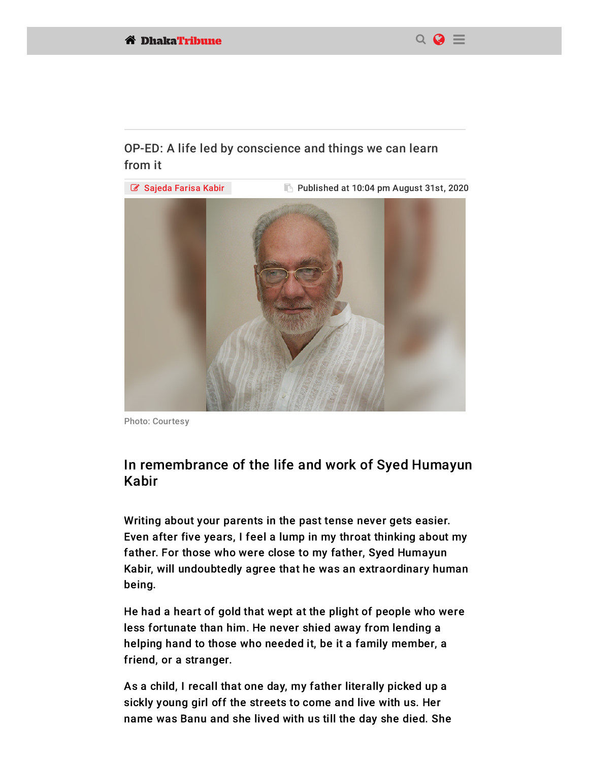# OP-ED: A life led by conscience and things we can learn from it

Sajeda Farisa Kabir

Published at 10:04 pm August 31st, 2020

Photo: Courtesy

## In remembrance of the life and work of Syed Humayun Kabir

Writing about your parents in the past tense never gets easier. Even after five years, I feel a lump in my throat thinking about my father. For those who were close to my father, Syed Humayun Kabir, will undoubtedly agree that he was an extraordinary human being.

He had a heart of gold that wept at the plight of people who were less fortunate than him. He never shied away from lending a helping hand to those who needed it, be it a family member, a friend, or a stranger.

As a child, I recall that one day, my father literally picked up a sickly young girl off the streets to come and live with us. Her name was Banu and she lived with us till the day she died. She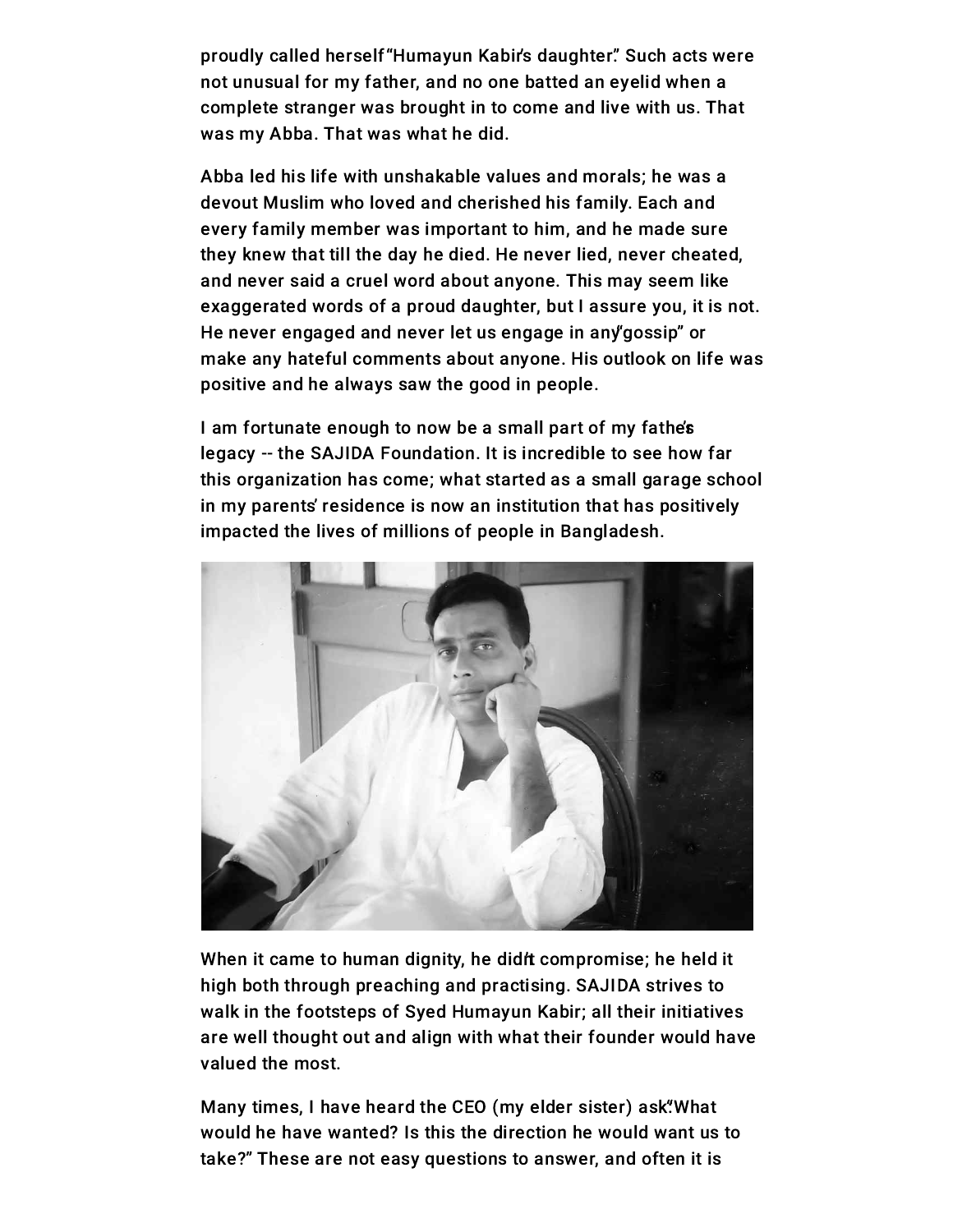proudly called herself "Humayun Kabir's daughter." Such acts were not unusual for my father, and no one batted an eyelid when a complete stranger was brought in to come and live with us. That was my Abba. That was what he did.

Abba led his life with unshakable values and morals; he was a devout Muslim who loved and cherished his family. Each and every family member was important to him, and he made sure they knew that till the day he died. He never lied, never cheated, and never said a cruel word about anyone. This may seem like exaggerated words of a proud daughter, but I assure you, it is not. He never engaged and never let us engage in any "gossip" or make any hateful comments about anyone. His outlook on life was positive and he always saw the good in people.

I am fortunate enough to now be a small part of my father's legacy -- the SAJIDA Foundation. It is incredible to see how far this organization has come; what started as a small garage school in my parents' residence is now an institution that has positively impacted the lives of millions of people in Bangladesh.

When it came to human dignity, he didn't compromise; he held it high both through preaching and practising. SAJIDA strives to walk in the footsteps of Syed Humayun Kabir; all their initiatives are well thought out and align with what their founder would have valued the most.

Many times, I have heard the CEO (my elder sister) ask: "What would he have wanted? Is this the direction he would want us to take?" These are not easy questions to answer, and often it is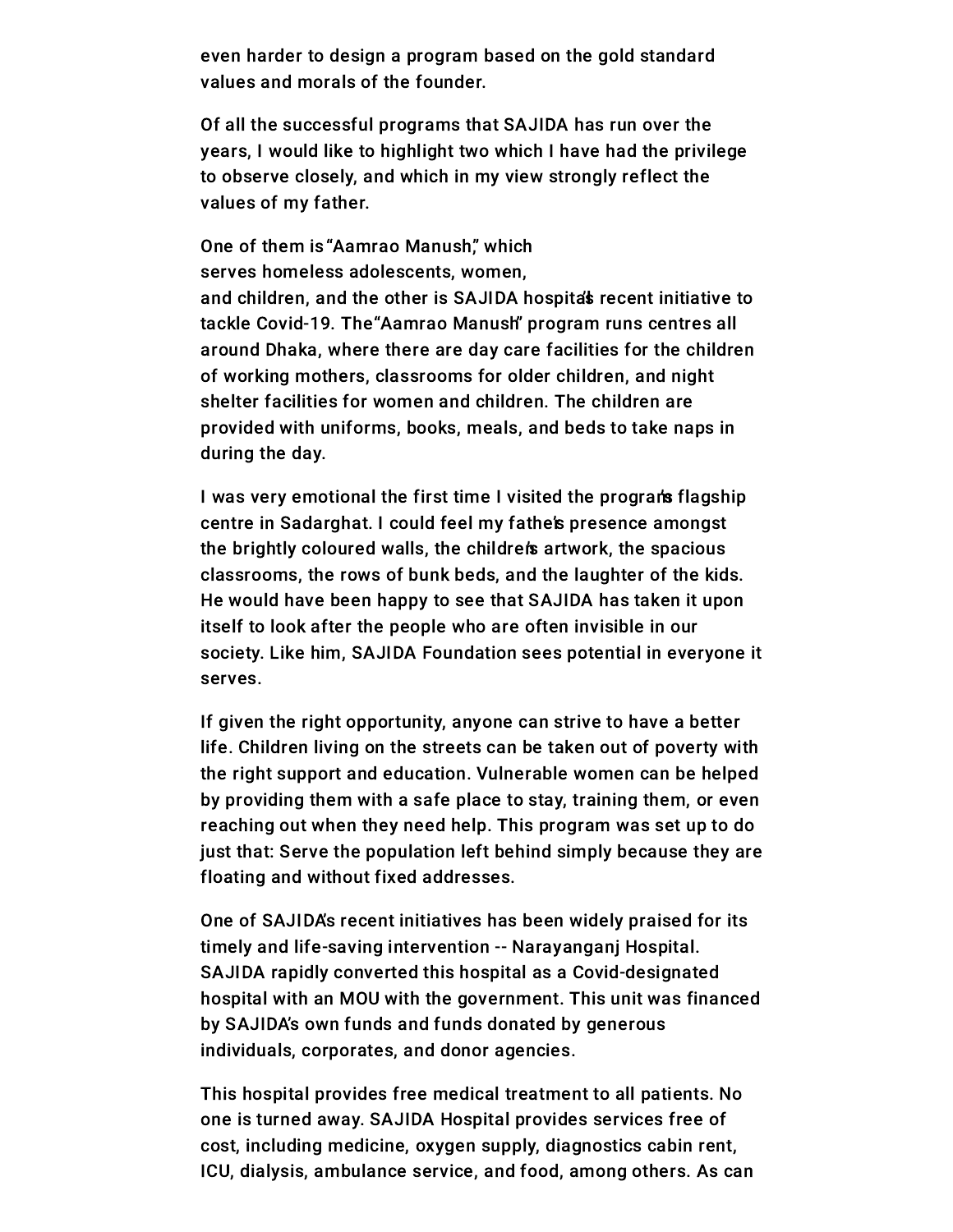even harder to design a program based on the gold standard values and morals of the founder.

Of all the successful programs that SAJIDA has run over the years, I would like to highlight two which I have had the privilege to observe closely, and which in my view strongly reflect the values of my father.

One of them is "Aamrao Manush," which serves homeless adolescents, women, and children, and the other is SAJIDA hospital's recent initiative to tackle Covid-19. The "Aamrao Manush" program runs centres all around Dhaka, where there are day care facilities for the children of working mothers, classrooms for older children, and night shelter facilities for women and children. The children are provided with uniforms, books, meals, and beds to take naps in during the day.

I was very emotional the first time I visited the program's flagship centre in Sadarghat. I could feel my father's presence amongst the brightly coloured walls, the children's artwork, the spacious classrooms, the rows of bunk beds, and the laughter of the kids. He would have been happy to see that SAJIDA has taken it upon itself to look after the people who are often invisible in our society. Like him, SAJIDA Foundation sees potential in everyone it serves.

If given the right opportunity, anyone can strive to have a better life. Children living on the streets can be taken out of poverty with the right support and education. Vulnerable women can be helped by providing them with a safe place to stay, training them, or even reaching out when they need help. This program was set up to do just that: Serve the population left behind simply because they are floating and without fixed addresses.

One of SAJIDA's recent initiatives has been widely praised for its timely and life-saving intervention -- Narayanganj Hospital. SAJIDA rapidly converted this hospital as a Covid-designated hospital with an MOU with the government. This unit was financed by SAJIDA's own funds and funds donated by generous individuals, corporates, and donor agencies.

This hospital provides free medical treatment to all patients. No one is turned away. SAJIDA Hospital provides services free of cost, including medicine, oxygen supply, diagnostics cabin rent, ICU, dialysis, ambulance service, and food, among others. As can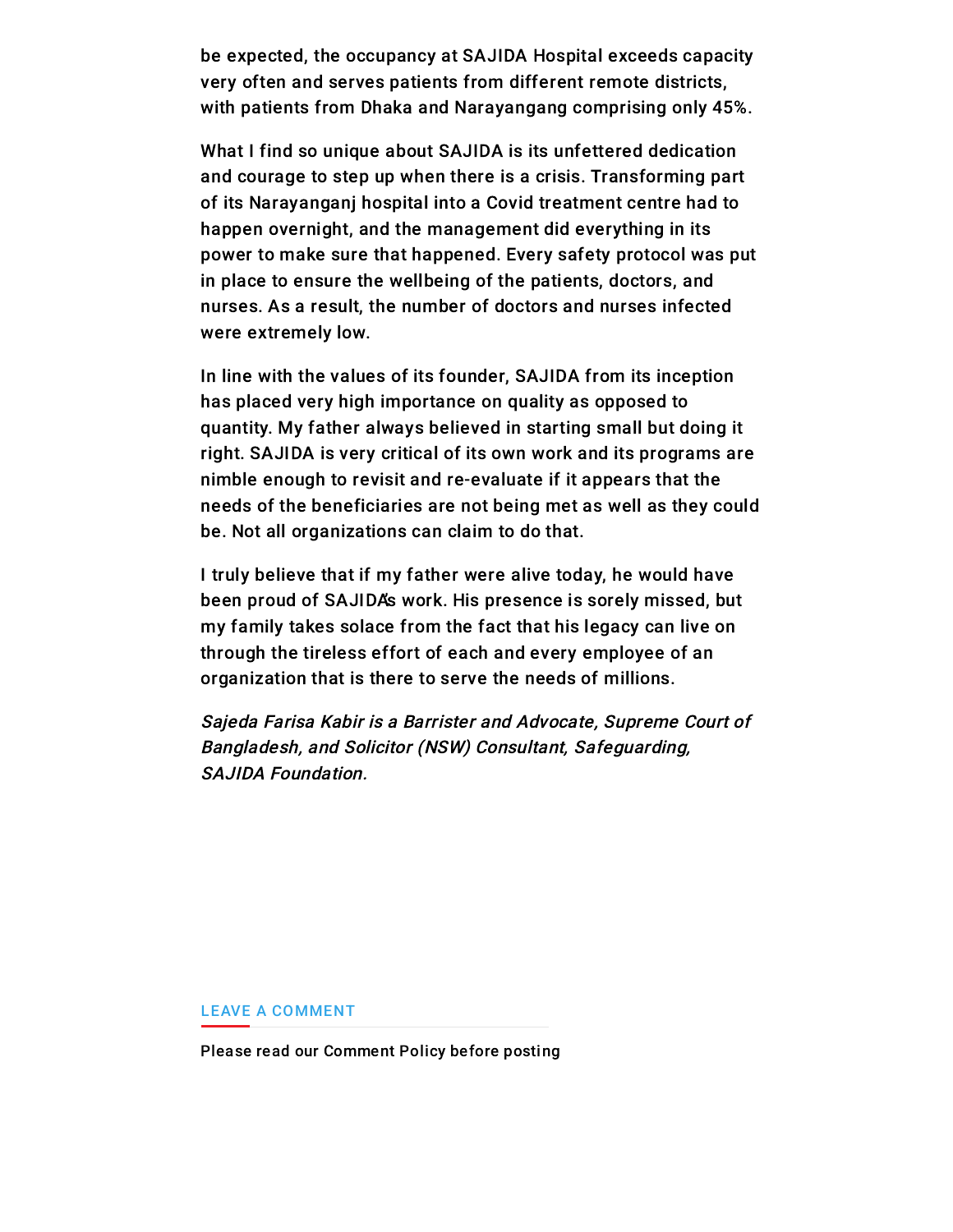be expected, the occupancy at SAJIDA Hospital exceeds capacity very often and serves patients from different remote districts, with patients from Dhaka and Narayangang comprising only 45%.

What I find so unique about SAJIDA is its unfettered dedication and courage to step up when there is a crisis. Transforming part of its Narayanganj hospital into a Covid treatment centre had to happen overnight, and the management did everything in its power to make sure that happened. Every safety protocol was put in place to ensure the wellbeing of the patients, doctors, and nurses. As a result, the number of doctors and nurses infected were extremely low.

In line with the values of its founder, SAJIDA from its inception has placed very high importance on quality as opposed to quantity. My father always believed in starting small but doing it right. SAJIDA is very critical of its own work and its programs are nimble enough to revisit and re-evaluate if it appears that the needs of the beneficiaries are not being met as well as they could be. Not all organizations can claim to do that.

I truly believe that if my father were alive today, he would have been proud of SAJIDA's work. His presence is sorely missed, but my family takes solace from the fact that his legacy can live on through the tireless effort of each and every employee of an organization that is there to serve the needs of millions.

*Sajeda Farisa Kabir is a Barrister and Advocate, Supreme Court of Bangladesh, and Solicitor (NSW) Consultant, Safeguarding, SAJIDA Foundation.*

LEAVE A COMMENT

Please read our Comment Policy before posting